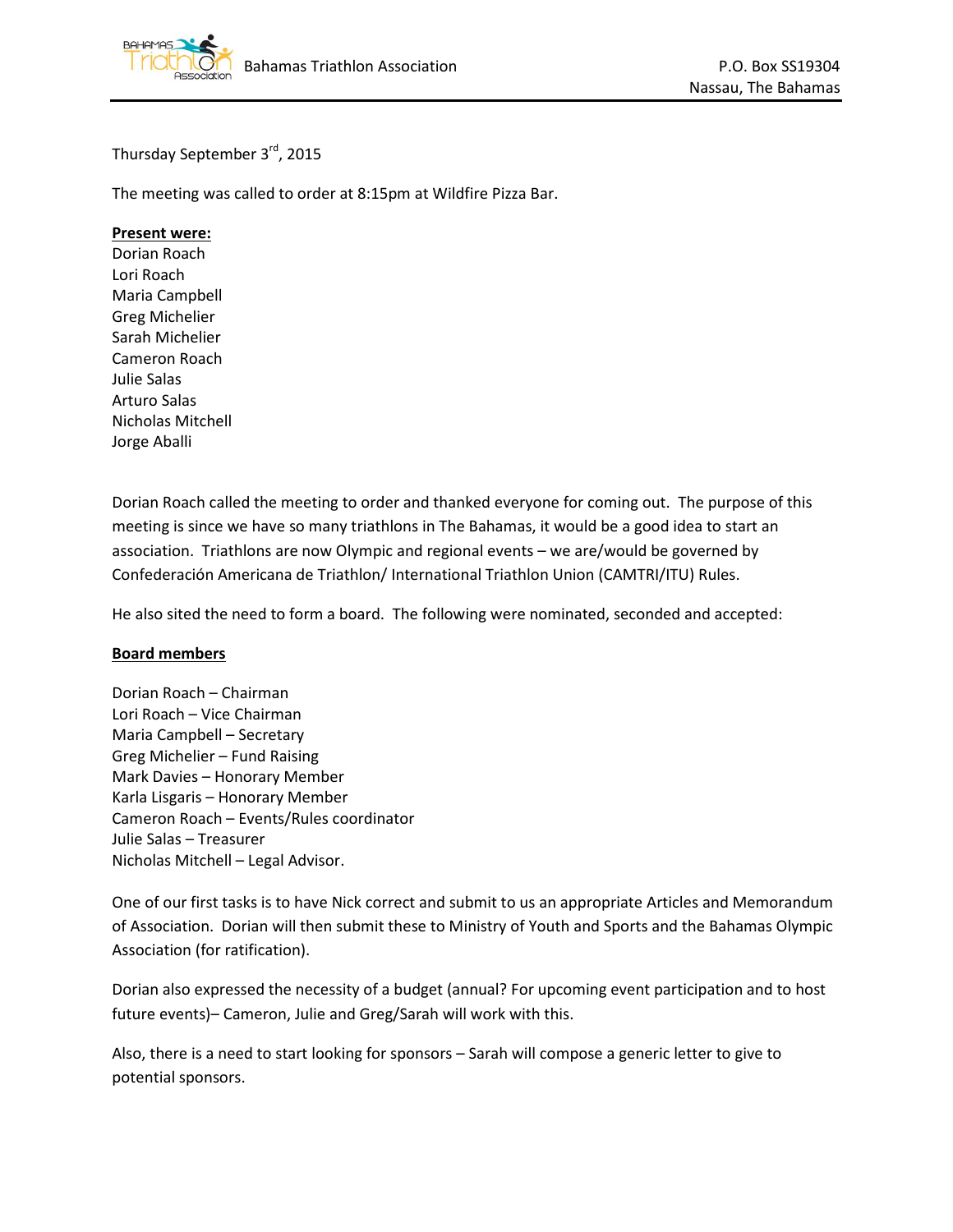Bahamas Triathlon Association

P.O. Box SS19304
Nassau, The Bahamas

Thursday September 3rd, 2015

The meeting was called to order at 8:15pm at Wildfire Pizza Bar.

**Present were:**

Dorian Roach
Lori Roach
Maria Campbell
Greg Michelier
Sarah Michelier
Cameron Roach
Julie Salas
Arturo Salas
Nicholas Mitchell
Jorge Aballi

Dorian Roach called the meeting to order and thanked everyone for coming out. The purpose of this meeting is since we have so many triathlons in The Bahamas, it would be a good idea to start an association. Triathlons are now Olympic and regional events – we are/would be governed by Confederación Americana de Triathlon/ International Triathlon Union (CAMTRI/ITU) Rules.

He also sited the need to form a board. The following were nominated, seconded and accepted:

**Board members**

Dorian Roach – Chairman
Lori Roach – Vice Chairman
Maria Campbell – Secretary
Greg Michelier – Fund Raising
Mark Davies – Honorary Member
Karla Lisgaris – Honorary Member
Cameron Roach – Events/Rules coordinator
Julie Salas – Treasurer
Nicholas Mitchell – Legal Advisor.

One of our first tasks is to have Nick correct and submit to us an appropriate Articles and Memorandum of Association. Dorian will then submit these to Ministry of Youth and Sports and the Bahamas Olympic Association (for ratification).

Dorian also expressed the necessity of a budget (annual? For upcoming event participation and to host future events)– Cameron, Julie and Greg/Sarah will work with this.

Also, there is a need to start looking for sponsors – Sarah will compose a generic letter to give to potential sponsors.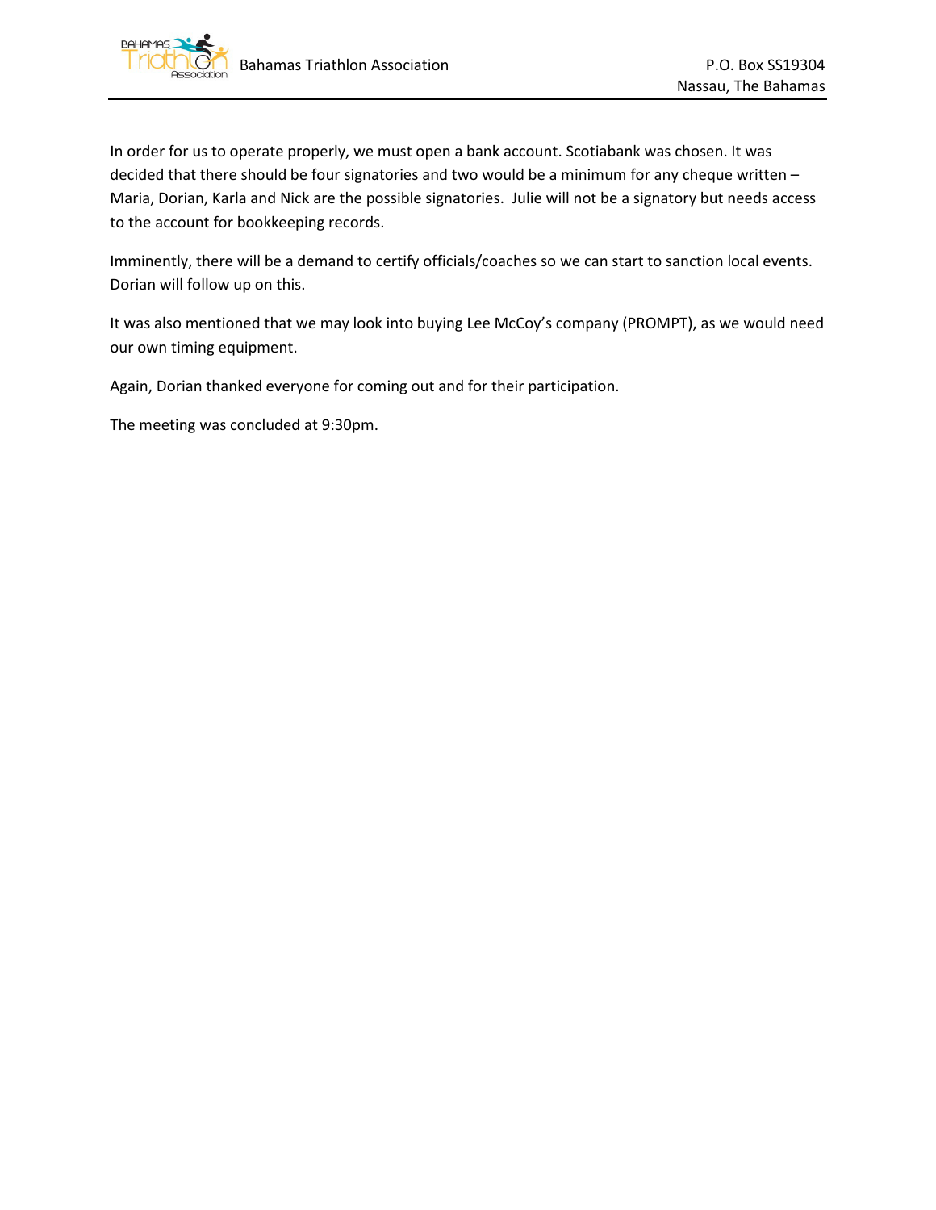In order for us to operate properly, we must open a bank account. Scotiabank was chosen. It was decided that there should be four signatories and two would be a minimum for any cheque written – Maria, Dorian, Karla and Nick are the possible signatories. Julie will not be a signatory but needs access to the account for bookkeeping records.

Imminently, there will be a demand to certify officials/coaches so we can start to sanction local events. Dorian will follow up on this.

It was also mentioned that we may look into buying Lee McCoy's company (PROMPT), as we would need our own timing equipment.

Again, Dorian thanked everyone for coming out and for their participation.

The meeting was concluded at 9:30pm.